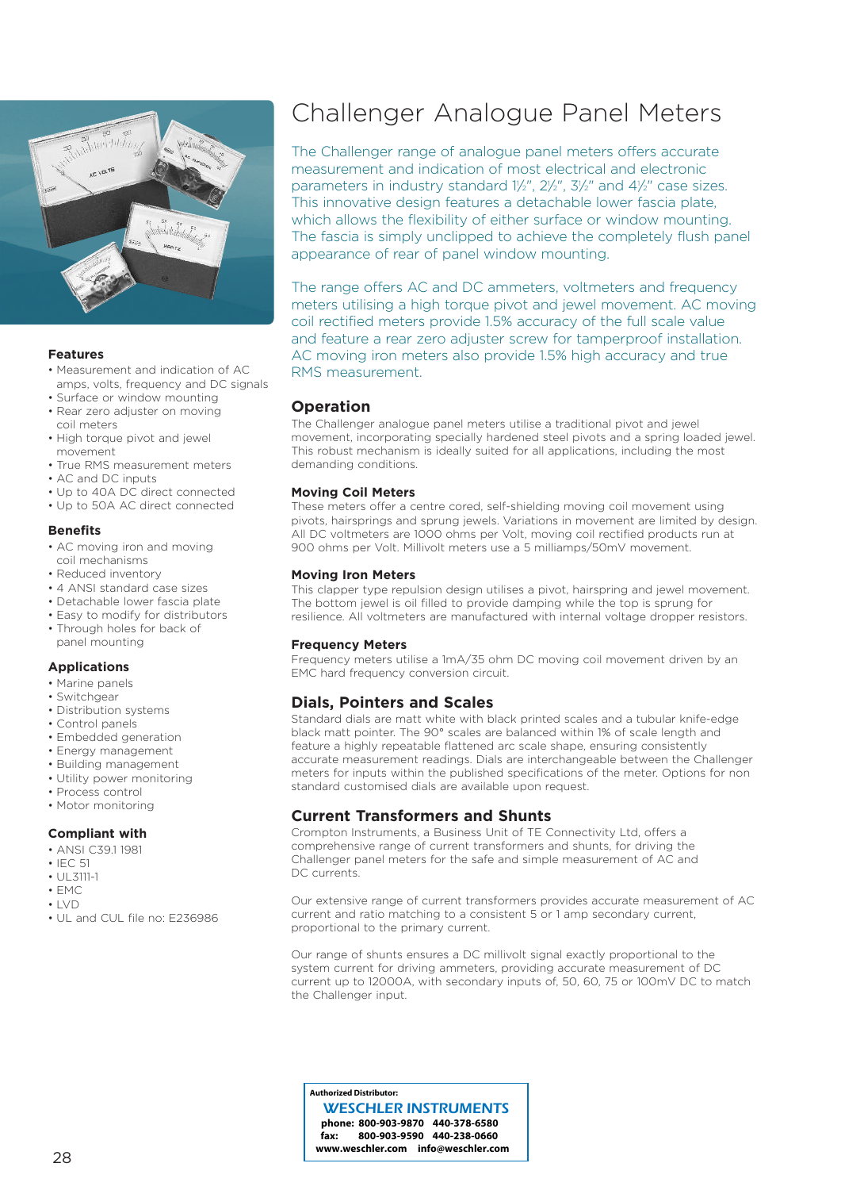# Challenger Analogue Panel Meters

The Challenger range of analogue panel meters offers accurate measurement and indication of most electrical and electronic parameters in industry standard 1½", 2½", 3½" and 4½" case sizes. This innovative design features a detachable lower fascia plate, which allows the flexibility of either surface or window mounting. The fascia is simply unclipped to achieve the completely flush panel appearance of rear of panel window mounting.

The range offers AC and DC ammeters, voltmeters and frequency meters utilising a high torque pivot and jewel movement. AC moving coil rectified meters provide 1.5% accuracy of the full scale value and feature a rear zero adjuster screw for tamperproof installation. AC moving iron meters also provide 1.5% high accuracy and true RMS measurement.

### Features

- Measurement and indication of AC amps, volts, frequency and DC signals
- Surface or window mounting
- Rear zero adjuster on moving coil mechanisms
- High torque pivot and jewel movement
- True RMS measurement meters
- AC and DC inputs
- Up to 40A DC direct connected
- Up to 50A AC direct connected

### Benefits

- AC moving iron and moving coil mechanisms
- Reduced inventory
- 4 ANSI standard case sizes
- Detachable lower fascia plate
- Easy to modify for distributors
- Through holes for back of panel mounting

### Applications

- Marine panels
- Switchgear
- Distribution systems
- Control panels
- Embedded generation
- Energy management
- Building management
- Utility power monitoring
- Process control
- Motor monitoring

### Compliant with

- ANSI C39.1 1981
- IEC 51
- UL3111-1
- EMC
- LVD
- UL and CUL file no: E236986

## Operation

The Challenger analogue panel meters utilise a traditional pivot and jewel movement, incorporating specially hardened steel pivots and a spring loaded jewel. This robust mechanism is ideally suited for all applications, including the most demanding conditions.

### Moving Coil Meters

These meters offer a centre cored, self-shielding moving coil movement using pivots, hairsprings and sprung jewels. Variations in movement are limited by design. All DC voltmeters are 1000 ohms per Volt, moving coil rectified products run at 900 ohms per Volt. Millivolt meters use a 5 milliamps/50mV movement.

### Moving Iron Meters

This clapper type repulsion design utilises a pivot, hairspring and jewel movement. The bottom jewel is oil filled to provide damping while the top is sprung for resilience. All voltmeters are manufactured with internal voltage dropper resistors.

### Frequency Meters

Frequency meters utilise a 1mA/35 ohm DC moving coil movement driven by an EMC hard frequency conversion circuit.

## Dials, Pointers and Scales

Standard dials are matt white with black printed scales and a tubular knife-edge black matt pointer. The 90° scales are balanced within 1% of scale length and feature a highly repeatable flattened arc scale shape, ensuring consistently accurate measurement readings. Dials are interchangeable between the Challenger meters for inputs within the published specifications of the meter. Options for non standard customised dials are available upon request.

## Current Transformers and Shunts

Crompton Instruments, a Business Unit of TE Connectivity Ltd, offers a comprehensive range of current transformers and shunts, for driving the Challenger panel meters for the safe and simple measurement of AC and DC currents.

Our extensive range of current transformers provides accurate measurement of AC current and ratio matching to a consistent 5 or 1 amp secondary current, proportional to the primary current.

Our range of shunts ensures a DC millivolt signal exactly proportional to the system current for driving ammeters, providing accurate measurement of DC current up to 12000A, with secondary inputs of, 50, 60, 75 or 100mV DC to match the Challenger input.

**Authorized Distributor:**
**WESCHLER INSTRUMENTS**
**phone: 800-903-9870 440-378-6580**
**fax: 800-903-9590 440-238-0660**
**www.weschler.com info@weschler.com**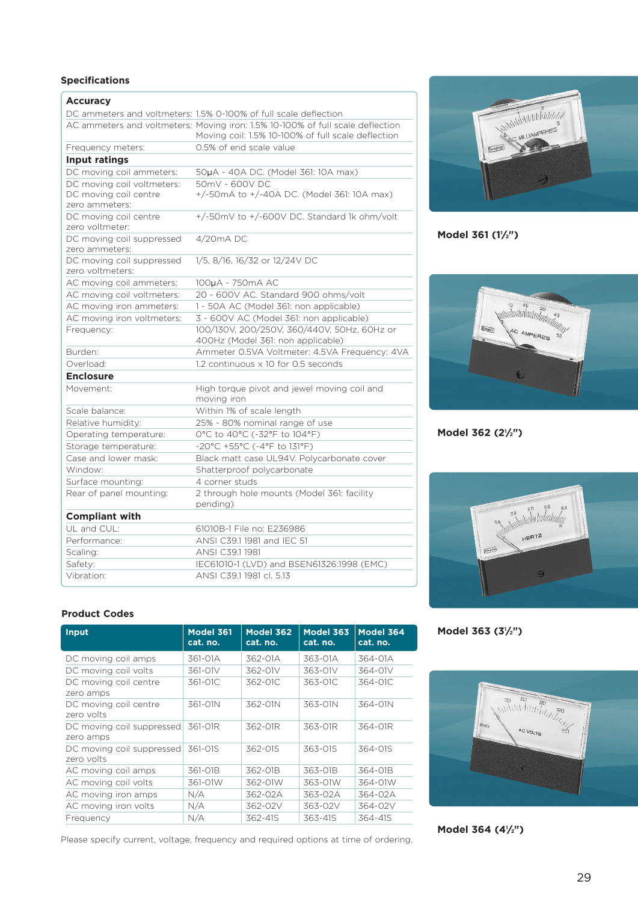## Specifications

| | |
|---|---|
| **Accuracy** | |
| DC ammeters and voltmeters: | 1.5% 0-100% of full scale deflection |
| AC ammeters and voltmeters: | Moving iron: 1.5% 10-100% of full scale deflection<br>Moving coil: 1.5% 10-100% of full scale deflection |
| Frequency meters: | 0.5% of end scale value |
| **Input ratings** | |
| DC moving coil ammeters: | 50µA - 40A DC. (Model 361: 10A max) |
| DC moving coil voltmeters:<br>DC moving coil centre zero ammeters: | 50mV - 600V DC<br>+/-50mA to +/-40A DC. (Model 361: 10A max) |
| DC moving coil centre zero voltmeter: | +/-50mV to +/-600V DC. Standard 1k ohm/volt |
| DC moving coil suppressed zero ammeters: | 4/20mA DC |
| DC moving coil suppressed zero voltmeters: | 1/5, 8/16, 16/32 or 12/24V DC |
| AC moving coil ammeters: | 100µA - 750mA AC |
| AC moving coil voltmeters: | 20 - 600V AC. Standard 900 ohms/volt |
| AC moving iron ammeters: | 1 - 50A AC (Model 361: non applicable) |
| AC moving iron voltmeters: | 3 - 600V AC (Model 361: non applicable) |
| Frequency: | 100/130V, 200/250V, 360/440V, 50Hz, 60Hz or 400Hz (Model 361: non applicable) |
| Burden: | Ammeter 0.5VA Voltmeter: 4.5VA Frequency: 4VA |
| Overload: | 1.2 continuous x 10 for 0.5 seconds |
| **Enclosure** | |
| Movement: | High torque pivot and jewel moving coil and moving iron |
| Scale balance: | Within 1% of scale length |
| Relative humidity: | 25% - 80% nominal range of use |
| Operating temperature: | 0°C to 40°C (-32°F to 104°F) |
| Storage temperature: | -20°C +55°C (-4°F to 131°F) |
| Case and lower mask: | Black matt case UL94V. Polycarbonate cover |
| Window: | Shatterproof polycarbonate |
| Surface mounting: | 4 corner studs |
| Rear of panel mounting: | 2 through hole mounts (Model 361: facility pending) |
| **Compliant with** | |
| UL and CUL: | 61010B-1 File no: E236986 |
| Performance: | ANSI C39.1 1981 and IEC 51 |
| Scaling: | ANSI C39.1 1981 |
| Safety: | IEC61010-1 (LVD) and BSEN61326:1998 (EMC) |
| Vibration: | ANSI C39.1 1981 cl. 5.13 |

## Product Codes

| Input | Model 361 cat. no. | Model 362 cat. no. | Model 363 cat. no. | Model 364 cat. no. |
|---|---|---|---|---|
| DC moving coil amps | 361-01A | 362-01A | 363-01A | 364-01A |
| DC moving coil volts | 361-01V | 362-01V | 363-01V | 364-01V |
| DC moving coil centre zero amps | 361-01C | 362-01C | 363-01C | 364-01C |
| DC moving coil centre zero volts | 361-01N | 362-01N | 363-01N | 364-01N |
| DC moving coil suppressed zero amps | 361-01R | 362-01R | 363-01R | 364-01R |
| DC moving coil suppressed zero volts | 361-01S | 362-01S | 363-01S | 364-01S |
| AC moving coil amps | 361-01B | 362-01B | 363-01B | 364-01B |
| AC moving coil volts | 361-01W | 362-01W | 363-01W | 364-01W |
| AC moving iron amps | N/A | 362-02A | 363-02A | 364-02A |
| AC moving iron volts | N/A | 362-02V | 363-02V | 364-02V |
| Frequency | N/A | 362-41S | 363-41S | 364-41S |

Please specify current, voltage, frequency and required options at time of ordering.

**Model 361 (1½")**

**Model 362 (2½")**

**Model 363 (3½")**

**Model 364 (4½")**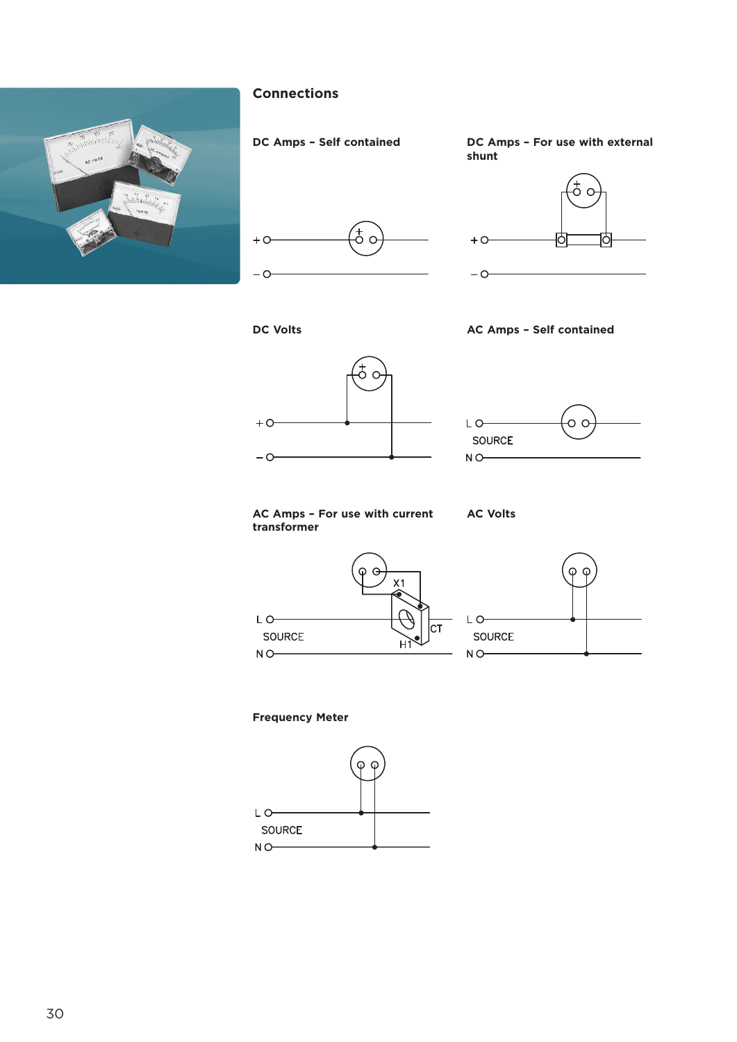## Connections

### DC Amps – Self contained

### DC Amps – For use with external shunt

### DC Volts

### AC Amps – Self contained

### AC Amps – For use with current transformer

### AC Volts

### Frequency Meter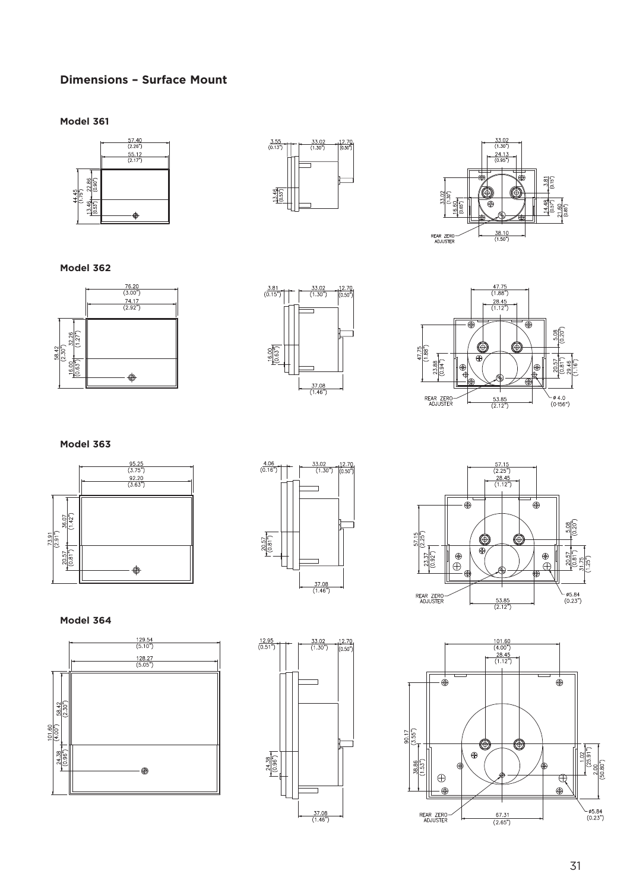## Dimensions – Surface Mount

### Model 361

57.40 (2.26")
55.12 (2.17")
44.45 (1.75")
22.86 (0.90")
13.46 (0.53")

3.55 (0.13")
33.02 (1.30")
12.70 (0.50")
13.46 (0.53")

33.02 (1.30")
24.13 (0.95")
3.81 (0.15")
33.02 (1.30")
16.50 (0.65")
14.48 (0.57")
21.60 (0.85")
38.10 (1.50")
REAR ZERO ADJUSTER

### Model 362

76.20 (3.00")
74.17 (2.92")
58.42 (2.30")
32.26 (1.27")
16.00 (0.63")

3.81 (0.15")
33.02 (1.30")
12.70 (0.50")
16.00 (0.63")
37.08 (1.46")

47.75 (1.88")
28.45 (1.12")
5.08 (0.20")
47.75 (1.88")
23.88 (0.94")
20.57 (0.81")
29.46 (1.16")
53.85 (2.12")
ø 4.0 (0.156")
REAR ZERO ADJUSTER

### Model 363

95.25 (3.75")
92.20 (3.63")
73.91 (2.91")
36.07 (1.42")
20.57 (0.81")

4.06 (0.16")
33.02 (1.30")
12.70 (0.50")
20.57 (0.81")
37.08 (1.46")

57.15 (2.25")
28.45 (1.12")
5.08 (0.20")
57.15 (2.25")
23.37 (0.92")
20.57 (0.81")
31.75 (1.25")
53.85 (2.12")
ø5.84 (0.23")
REAR ZERO ADJUSTER

### Model 364

129.54 (5.10")
128.27 (5.05")
101.60 (4.00")
58.42 (2.30")
24.38 (0.96")

12.95 (0.51")
33.02 (1.30")
12.70 (0.50")
24.38 (0.96")
37.08 (1.46")

101.60 (4.00")
28.45 (1.12")
90.17 (3.55")
38.86 (1.53")
1.02 (25.91")
2.00 (50.80")
67.31 (2.65")
ø5.84 (0.23")
REAR ZERO ADJUSTER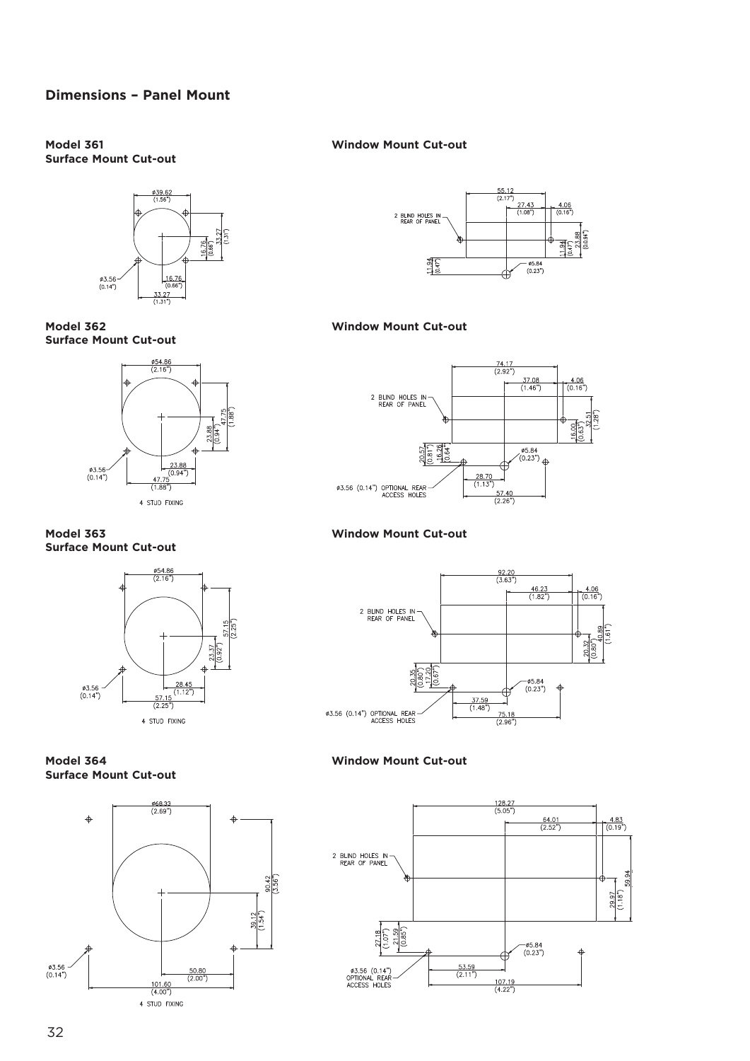## Dimensions – Panel Mount

**Model 361**
**Surface Mount Cut-out**

ø39.62 (1.56")
33.27 (1.31")
16.76 (0.66")
ø3.56 (0.14")
16.76 (0.66")
33.27 (1.31")

**Window Mount Cut-out**

55.12 (2.17")
27.43 (1.08")
4.06 (0.16")
2 BLIND HOLES IN REAR OF PANEL
23.88 (0.094")
11.94 (0.47")
11.94 (0.47")
ø5.84 (0.23")

**Model 362**
**Surface Mount Cut-out**

ø54.86 (2.16")
47.75 (1.88")
23.88 (0.94")
ø3.56 (0.14")
23.88 (0.94")
47.75 (1.88")
4 STUD FIXING

**Window Mount Cut-out**

74.17 (2.92")
37.08 (1.46")
4.06 (0.16")
2 BLIND HOLES IN REAR OF PANEL
32.51 (1.28")
16.00 (0.63")
20.57 (0.81")
16.26 (0.64")
ø5.84 (0.23")
28.70 (1.13")
ø3.56 (0.14") OPTIONAL REAR ACCESS HOLES
57.40 (2.26")

**Model 363**
**Surface Mount Cut-out**

ø54.86 (2.16")
57.15 (2.25")
23.37 (0.92")
ø3.56 (0.14")
28.45 (1.12")
57.15 (2.25")
4 STUD FIXING

**Window Mount Cut-out**

92.20 (3.63")
46.23 (1.82")
4.06 (0.16")
2 BLIND HOLES IN REAR OF PANEL
40.89 (1.61")
20.32 (0.80")
20.35 (0.80")
17.20 (0.67")
ø5.84 (0.23")
37.59 (1.48")
ø3.56 (0.14") OPTIONAL REAR ACCESS HOLES
75.18 (2.96")

**Model 364**
**Surface Mount Cut-out**

ø68.33 (2.69")
90.42 (3.56")
39.12 (1.54")
ø3.56 (0.14")
50.80 (2.00")
101.60 (4.00")
4 STUD FIXING

**Window Mount Cut-out**

128.27 (5.05")
64.01 (2.52")
4.83 (0.19")
2 BLIND HOLES IN REAR OF PANEL
59.94
29.97 (1.18")
27.18 (1.07")
21.59 (0.85")
ø5.84 (0.23")
53.59 (2.11")
ø3.56 (0.14") OPTIONAL REAR ACCESS HOLES
107.19 (4.22")